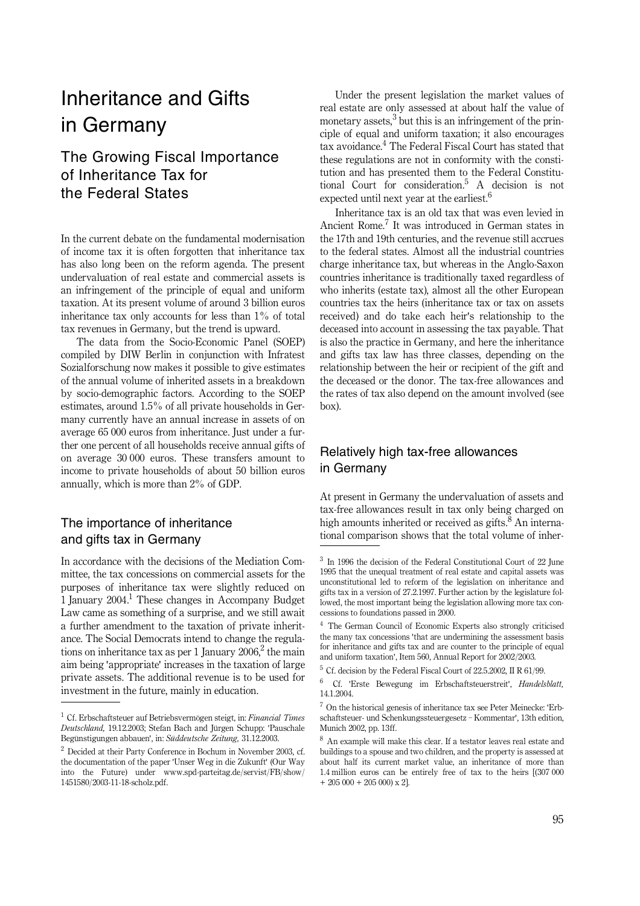# Inheritance and Gifts in Germany

## The Growing Fiscal Importance of Inheritance Tax for the Federal States

In the current debate on the fundamental modernisation of income tax it is often forgotten that inheritance tax has also long been on the reform agenda. The present undervaluation of real estate and commercial assets is an infringement of the principle of equal and uniform taxation. At its present volume of around 3 billion euros inheritance tax only accounts for less than 1% of total tax revenues in Germany, but the trend is upward.

The data from the Socio-Economic Panel (SOEP) compiled by DIW Berlin in conjunction with Infratest Sozialforschung now makes it possible to give estimates of the annual volume of inherited assets in a breakdown by socio-demographic factors. According to the SOEP estimates, around 1.5% of all private households in Germany currently have an annual increase in assets of on average 65 000 euros from inheritance. Just under a further one percent of all households receive annual gifts of on average 30 000 euros. These transfers amount to income to private households of about 50 billion euros annually, which is more than 2% of GDP.

### The importance of inheritance and gifts tax in Germany

In accordance with the decisions of the Mediation Committee, the tax concessions on commercial assets for the purposes of inheritance tax were slightly reduced on 1 January 2004.[1] These changes in Accompany Budget Law came as something of a surprise, and we still await a further amendment to the taxation of private inheritance. The Social Democrats intend to change the regulations on inheritance tax as per 1 January 2006,[2] the main aim being 'appropriate' increases in the taxation of large private assets. The additional revenue is to be used for investment in the future, mainly in education.

Under the present legislation the market values of real estate are only assessed at about half the value of monetary assets,[3] but this is an infringement of the principle of equal and uniform taxation; it also encourages tax avoidance.[4] The Federal Fiscal Court has stated that these regulations are not in conformity with the constitution and has presented them to the Federal Constitutional Court for consideration.[5] A decision is not expected until next year at the earliest.[6]

Inheritance tax is an old tax that was even levied in Ancient Rome.[7] It was introduced in German states in the 17th and 19th centuries, and the revenue still accrues to the federal states. Almost all the industrial countries charge inheritance tax, but whereas in the Anglo-Saxon countries inheritance is traditionally taxed regardless of who inherits (estate tax), almost all the other European countries tax the heirs (inheritance tax or tax on assets received) and do take each heir's relationship to the deceased into account in assessing the tax payable. That is also the practice in Germany, and here the inheritance and gifts tax law has three classes, depending on the relationship between the heir or recipient of the gift and the deceased or the donor. The tax-free allowances and the rates of tax also depend on the amount involved (see box).

### Relatively high tax-free allowances in Germany

At present in Germany the undervaluation of assets and tax-free allowances result in tax only being charged on high amounts inherited or received as gifts.[8] An international comparison shows that the total volume of inher-

---

[1] Cf. Erbschaftsteuer auf Betriebsvermögen steigt, in: *Financial Times Deutschland,* 19.12.2003; Stefan Bach and Jürgen Schupp: 'Pauschale Begünstigungen abbauen', in: *Süddeutsche Zeitung,* 31.12.2003.

[2] Decided at their Party Conference in Bochum in November 2003, cf. the documentation of the paper 'Unser Weg in die Zukunft' (Our Way into the Future) under www.spd-parteitag.de/servist/FB/show/1451580/2003-11-18-scholz.pdf.

[3] In 1996 the decision of the Federal Constitutional Court of 22 June 1995 that the unequal treatment of real estate and capital assets was unconstitutional led to reform of the legislation on inheritance and gifts tax in a version of 27.2.1997. Further action by the legislature followed, the most important being the legislation allowing more tax concessions to foundations passed in 2000.

[4] The German Council of Economic Experts also strongly criticised the many tax concessions 'that are undermining the assessment basis for inheritance and gifts tax and are counter to the principle of equal and uniform taxation', Item 560, Annual Report for 2002/2003.

[5] Cf. decision by the Federal Fiscal Court of 22.5.2002, II R 61/99.

[6] Cf. 'Erste Bewegung im Erbschaftsteuerstreit', *Handelsblatt,* 14.1.2004.

[7] On the historical genesis of inheritance tax see Peter Meinecke: 'Erbschaftsteuer- und Schenkungssteuergesetz – Kommentar', 13th edition, Munich 2002, pp. 13ff.

[8] An example will make this clear. If a testator leaves real estate and buildings to a spouse and two children, and the property is assessed at about half its current market value, an inheritance of more than 1.4 million euros can be entirely free of tax to the heirs [(307 000 + 205 000 + 205 000) x 2].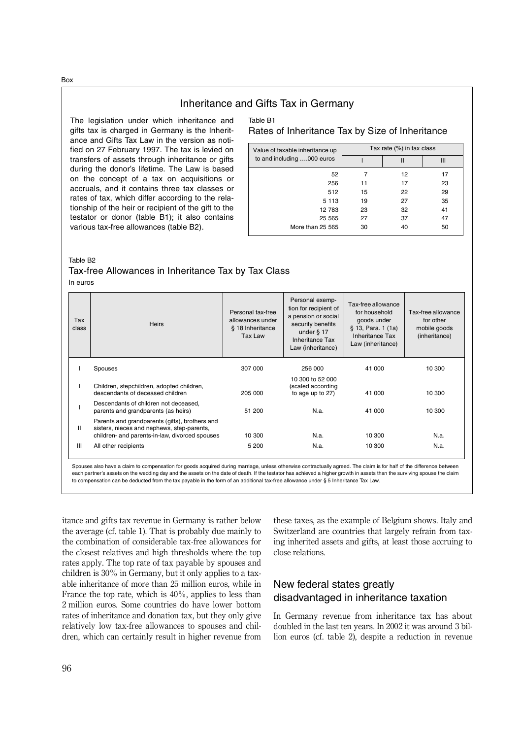Box

## Inheritance and Gifts Tax in Germany

The legislation under which inheritance and gifts tax is charged in Germany is the Inheritance and Gifts Tax Law in the version as notified on 27 February 1997. The tax is levied on transfers of assets through inheritance or gifts during the donor's lifetime. The Law is based on the concept of a tax on acquisitions or accruals, and it contains three tax classes or rates of tax, which differ according to the relationship of the heir or recipient of the gift to the testator or donor (table B1); it also contains various tax-free allowances (table B2).

Table B1

Rates of Inheritance Tax by Size of Inheritance

| Value of taxable inheritance up to and including ....000 euros | Tax rate (%) in tax class | | |
|---|---|---|---|
| | I | II | III |
| 52 | 7 | 12 | 17 |
| 256 | 11 | 17 | 23 |
| 512 | 15 | 22 | 29 |
| 5 113 | 19 | 27 | 35 |
| 12 783 | 23 | 32 | 41 |
| 25 565 | 27 | 37 | 47 |
| More than 25 565 | 30 | 40 | 50 |

Table B2

Tax-free Allowances in Inheritance Tax by Tax Class

In euros

| Tax class | Heirs | Personal tax-free allowances under § 18 Inheritance Tax Law | Personal exemption for recipient of a pension or social security benefits under § 17 Inheritance Tax Law (inheritance) | Tax-free allowance for household goods under § 13, Para. 1 (1a) Inheritance Tax Law (inheritance) | Tax-free allowance for other mobile goods (inheritance) |
|---|---|---|---|---|---|
| I | Spouses | 307 000 | 256 000 | 41 000 | 10 300 |
| I | Children, stepchildren, adopted children, descendants of deceased children | 205 000 | 10 300 to 52 000 (scaled according to age up to 27) | 41 000 | 10 300 |
| I | Descendants of children not deceased, parents and grandparents (as heirs) | 51 200 | N.a. | 41 000 | 10 300 |
| II | Parents and grandparents (gifts), brothers and sisters, nieces and nephews, step-parents, children- and parents-in-law, divorced spouses | 10 300 | N.a. | 10 300 | N.a. |
| III | All other recipients | 5 200 | N.a. | 10 300 | N.a. |

Spouses also have a claim to compensation for goods acquired during marriage, unless otherwise contractually agreed. The claim is for half of the difference between each partner's assets on the wedding day and the assets on the date of death. If the testator has achieved a higher growth in assets than the surviving spouse the claim to compensation can be deducted from the tax payable in the form of an additional tax-free allowance under § 5 Inheritance Tax Law.

itance and gifts tax revenue in Germany is rather below the average (cf. table 1). That is probably due mainly to the combination of considerable tax-free allowances for the closest relatives and high thresholds where the top rates apply. The top rate of tax payable by spouses and children is 30% in Germany, but it only applies to a taxable inheritance of more than 25 million euros, while in France the top rate, which is 40%, applies to less than 2 million euros. Some countries do have lower bottom rates of inheritance and donation tax, but they only give relatively low tax-free allowances to spouses and children, which can certainly result in higher revenue from these taxes, as the example of Belgium shows. Italy and Switzerland are countries that largely refrain from taxing inherited assets and gifts, at least those accruing to close relations.

## New federal states greatly disadvantaged in inheritance taxation

In Germany revenue from inheritance tax has about doubled in the last ten years. In 2002 it was around 3 billion euros (cf. table 2), despite a reduction in revenue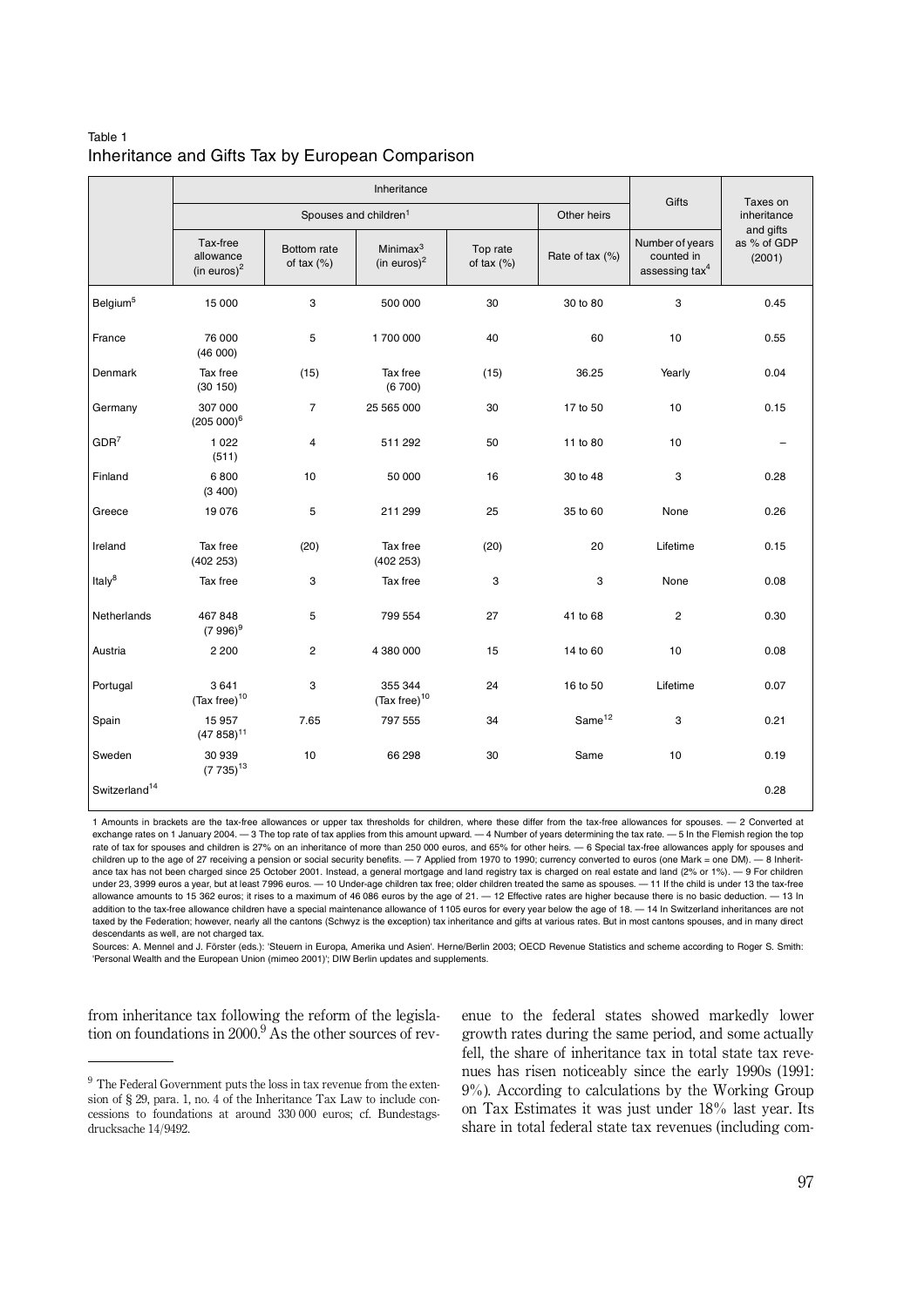Table 1
Inheritance and Gifts Tax by European Comparison

| | Inheritance | | | | | Gifts | Taxes on inheritance and gifts as % of GDP (2001) |
|---|---|---|---|---|---|---|---|
| | Spouses and children[1] | | | | Other heirs | | |
| | Tax-free allowance (in euros)[2] | Bottom rate of tax (%) | Minimax[3] (in euros)[2] | Top rate of tax (%) | Rate of tax (%) | Number of years counted in assessing tax[4] | |
| Belgium[5] | 15 000 | 3 | 500 000 | 30 | 30 to 80 | 3 | 0.45 |
| France | 76 000 (46 000) | 5 | 1 700 000 | 40 | 60 | 10 | 0.55 |
| Denmark | Tax free (30 150) | (15) | Tax free (6 700) | (15) | 36.25 | Yearly | 0.04 |
| Germany | 307 000 (205 000)[6] | 7 | 25 565 000 | 30 | 17 to 50 | 10 | 0.15 |
| GDR[7] | 1 022 (511) | 4 | 511 292 | 50 | 11 to 80 | 10 | – |
| Finland | 6 800 (3 400) | 10 | 50 000 | 16 | 30 to 48 | 3 | 0.28 |
| Greece | 19 076 | 5 | 211 299 | 25 | 35 to 60 | None | 0.26 |
| Ireland | Tax free (402 253) | (20) | Tax free (402 253) | (20) | 20 | Lifetime | 0.15 |
| Italy[8] | Tax free | 3 | Tax free | 3 | 3 | None | 0.08 |
| Netherlands | 467 848 (7 996)[9] | 5 | 799 554 | 27 | 41 to 68 | 2 | 0.30 |
| Austria | 2 200 | 2 | 4 380 000 | 15 | 14 to 60 | 10 | 0.08 |
| Portugal | 3 641 (Tax free)[10] | 3 | 355 344 (Tax free)[10] | 24 | 16 to 50 | Lifetime | 0.07 |
| Spain | 15 957 (47 858)[11] | 7.65 | 797 555 | 34 | Same[12] | 3 | 0.21 |
| Sweden | 30 939 (7 735)[13] | 10 | 66 298 | 30 | Same | 10 | 0.19 |
| Switzerland[14] | | | | | | | 0.28 |

1 Amounts in brackets are the tax-free allowances or upper tax thresholds for children, where these differ from the tax-free allowances for spouses. — 2 Converted at exchange rates on 1 January 2004. — 3 The top rate of tax applies from this amount upward. — 4 Number of years determining the tax rate. — 5 In the Flemish region the top rate of tax for spouses and children is 27% on an inheritance of more than 250 000 euros, and 65% for other heirs. — 6 Special tax-free allowances apply for spouses and children up to the age of 27 receiving a pension or social security benefits. — 7 Applied from 1970 to 1990; currency converted to euros (one Mark = one DM). — 8 Inheritance tax has not been charged since 25 October 2001. Instead, a general mortgage and land registry tax is charged on real estate and land (2% or 1%). — 9 For children under 23, 3999 euros a year, but at least 7996 euros. — 10 Under-age children tax free; older children treated the same as spouses. — 11 If the child is under 13 the tax-free allowance amounts to 15 362 euros; it rises to a maximum of 46 086 euros by the age of 21. — 12 Effective rates are higher because there is no basic deduction. — 13 In addition to the tax-free allowance children have a special maintenance allowance of 1105 euros for every year below the age of 18. — 14 In Switzerland inheritances are not taxed by the Federation; however, nearly all the cantons (Schwyz is the exception) tax inheritance and gifts at various rates. But in most cantons spouses, and in many direct descendants as well, are not charged tax.

Sources: A. Mennel and J. Förster (eds.): 'Steuern in Europa, Amerika und Asien'. Herne/Berlin 2003; OECD Revenue Statistics and scheme according to Roger S. Smith: 'Personal Wealth and the European Union (mimeo 2001)'; DIW Berlin updates and supplements.

from inheritance tax following the reform of the legislation on foundations in 2000.[9] As the other sources of revenue to the federal states showed markedly lower growth rates during the same period, and some actually fell, the share of inheritance tax in total state tax revenues has risen noticeably since the early 1990s (1991: 9%). According to calculations by the Working Group on Tax Estimates it was just under 18% last year. Its share in total federal state tax revenues (including com-

9 The Federal Government puts the loss in tax revenue from the extension of § 29, para. 1, no. 4 of the Inheritance Tax Law to include concessions to foundations at around 330 000 euros; cf. Bundestagsdrucksache 14/9492.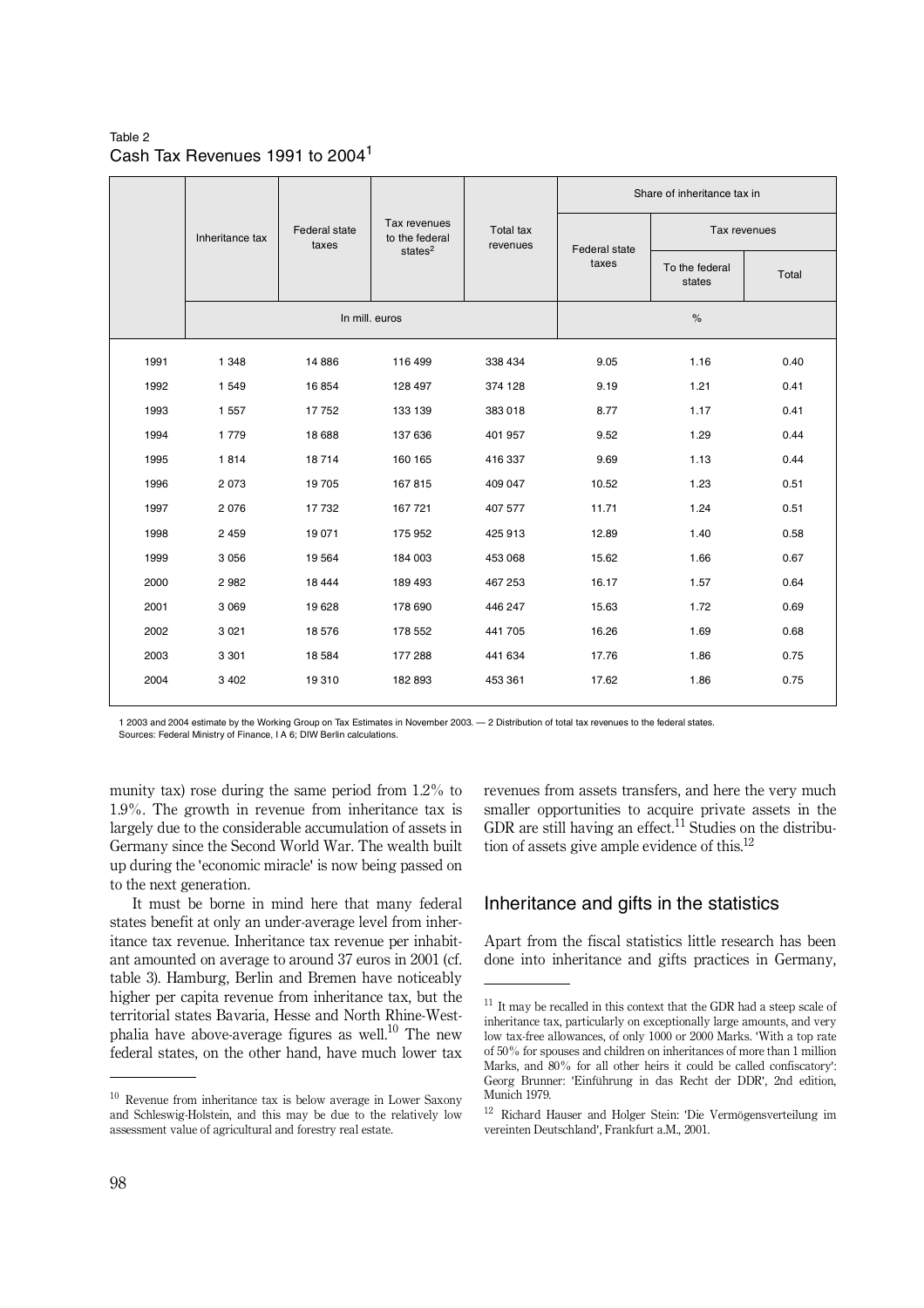Table 2
Cash Tax Revenues 1991 to 2004[1]

| | Inheritance tax | Federal state taxes | Tax revenues to the federal states[2] | Total tax revenues | Share of inheritance tax in | | |
|---|---|---|---|---|---|---|---|
| | | | | | Federal state taxes | Tax revenues | |
| | | | | | | To the federal states | Total |
| | In mill. euros | | | | % | | |
| 1991 | 1 348 | 14 886 | 116 499 | 338 434 | 9.05 | 1.16 | 0.40 |
| 1992 | 1 549 | 16 854 | 128 497 | 374 128 | 9.19 | 1.21 | 0.41 |
| 1993 | 1 557 | 17 752 | 133 139 | 383 018 | 8.77 | 1.17 | 0.41 |
| 1994 | 1 779 | 18 688 | 137 636 | 401 957 | 9.52 | 1.29 | 0.44 |
| 1995 | 1 814 | 18 714 | 160 165 | 416 337 | 9.69 | 1.13 | 0.44 |
| 1996 | 2 073 | 19 705 | 167 815 | 409 047 | 10.52 | 1.23 | 0.51 |
| 1997 | 2 076 | 17 732 | 167 721 | 407 577 | 11.71 | 1.24 | 0.51 |
| 1998 | 2 459 | 19 071 | 175 952 | 425 913 | 12.89 | 1.40 | 0.58 |
| 1999 | 3 056 | 19 564 | 184 003 | 453 068 | 15.62 | 1.66 | 0.67 |
| 2000 | 2 982 | 18 444 | 189 493 | 467 253 | 16.17 | 1.57 | 0.64 |
| 2001 | 3 069 | 19 628 | 178 690 | 446 247 | 15.63 | 1.72 | 0.69 |
| 2002 | 3 021 | 18 576 | 178 552 | 441 705 | 16.26 | 1.69 | 0.68 |
| 2003 | 3 301 | 18 584 | 177 288 | 441 634 | 17.76 | 1.86 | 0.75 |
| 2004 | 3 402 | 19 310 | 182 893 | 453 361 | 17.62 | 1.86 | 0.75 |

1 2003 and 2004 estimate by the Working Group on Tax Estimates in November 2003. — 2 Distribution of total tax revenues to the federal states.
Sources: Federal Ministry of Finance, I A 6; DIW Berlin calculations.

munity tax) rose during the same period from 1.2% to 1.9%. The growth in revenue from inheritance tax is largely due to the considerable accumulation of assets in Germany since the Second World War. The wealth built up during the 'economic miracle' is now being passed on to the next generation.

It must be borne in mind here that many federal states benefit at only an under-average level from inheritance tax revenue. Inheritance tax revenue per inhabitant amounted on average to around 37 euros in 2001 (cf. table 3). Hamburg, Berlin and Bremen have noticeably higher per capita revenue from inheritance tax, but the territorial states Bavaria, Hesse and North Rhine-Westphalia have above-average figures as well.[10] The new federal states, on the other hand, have much lower tax revenues from assets transfers, and here the very much smaller opportunities to acquire private assets in the GDR are still having an effect.[11] Studies on the distribution of assets give ample evidence of this.[12]

## Inheritance and gifts in the statistics

Apart from the fiscal statistics little research has been done into inheritance and gifts practices in Germany,

[10] Revenue from inheritance tax is below average in Lower Saxony and Schleswig-Holstein, and this may be due to the relatively low assessment value of agricultural and forestry real estate.

[11] It may be recalled in this context that the GDR had a steep scale of inheritance tax, particularly on exceptionally large amounts, and very low tax-free allowances, of only 1000 or 2000 Marks. 'With a top rate of 50% for spouses and children on inheritances of more than 1 million Marks, and 80% for all other heirs it could be called confiscatory': Georg Brunner: 'Einführung in das Recht der DDR', 2nd edition, Munich 1979.

[12] Richard Hauser and Holger Stein: 'Die Vermögensverteilung im vereinten Deutschland', Frankfurt a.M., 2001.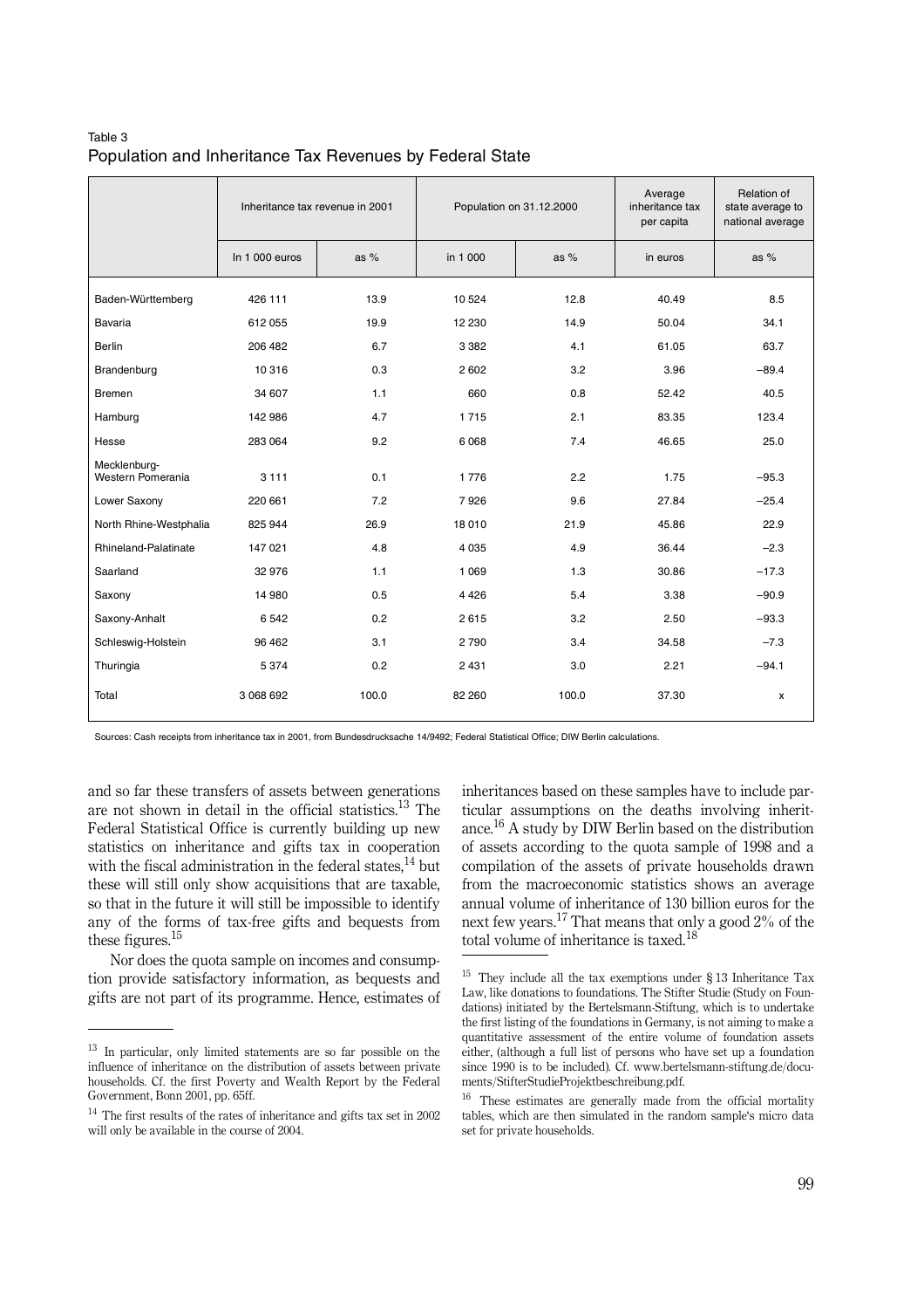Table 3
Population and Inheritance Tax Revenues by Federal State

| | Inheritance tax revenue in 2001 | | Population on 31.12.2000 | | Average inheritance tax per capita | Relation of state average to national average |
|---|---|---|---|---|---|---|
| | In 1 000 euros | as % | in 1 000 | as % | in euros | as % |
| Baden-Württemberg | 426 111 | 13.9 | 10 524 | 12.8 | 40.49 | 8.5 |
| Bavaria | 612 055 | 19.9 | 12 230 | 14.9 | 50.04 | 34.1 |
| Berlin | 206 482 | 6.7 | 3 382 | 4.1 | 61.05 | 63.7 |
| Brandenburg | 10 316 | 0.3 | 2 602 | 3.2 | 3.96 | −89.4 |
| Bremen | 34 607 | 1.1 | 660 | 0.8 | 52.42 | 40.5 |
| Hamburg | 142 986 | 4.7 | 1 715 | 2.1 | 83.35 | 123.4 |
| Hesse | 283 064 | 9.2 | 6 068 | 7.4 | 46.65 | 25.0 |
| Mecklenburg-Western Pomerania | 3 111 | 0.1 | 1 776 | 2.2 | 1.75 | −95.3 |
| Lower Saxony | 220 661 | 7.2 | 7 926 | 9.6 | 27.84 | −25.4 |
| North Rhine-Westphalia | 825 944 | 26.9 | 18 010 | 21.9 | 45.86 | 22.9 |
| Rhineland-Palatinate | 147 021 | 4.8 | 4 035 | 4.9 | 36.44 | −2.3 |
| Saarland | 32 976 | 1.1 | 1 069 | 1.3 | 30.86 | −17.3 |
| Saxony | 14 980 | 0.5 | 4 426 | 5.4 | 3.38 | −90.9 |
| Saxony-Anhalt | 6 542 | 0.2 | 2 615 | 3.2 | 2.50 | −93.3 |
| Schleswig-Holstein | 96 462 | 3.1 | 2 790 | 3.4 | 34.58 | −7.3 |
| Thuringia | 5 374 | 0.2 | 2 431 | 3.0 | 2.21 | −94.1 |
| Total | 3 068 692 | 100.0 | 82 260 | 100.0 | 37.30 | x |

Sources: Cash receipts from inheritance tax in 2001, from Bundesdrucksache 14/9492; Federal Statistical Office; DIW Berlin calculations.

and so far these transfers of assets between generations are not shown in detail in the official statistics.[13] The Federal Statistical Office is currently building up new statistics on inheritance and gifts tax in cooperation with the fiscal administration in the federal states,[14] but these will still only show acquisitions that are taxable, so that in the future it will still be impossible to identify any of the forms of tax-free gifts and bequests from these figures.[15]

Nor does the quota sample on incomes and consumption provide satisfactory information, as bequests and gifts are not part of its programme. Hence, estimates of inheritances based on these samples have to include particular assumptions on the deaths involving inheritance.[16] A study by DIW Berlin based on the distribution of assets according to the quota sample of 1998 and a compilation of the assets of private households drawn from the macroeconomic statistics shows an average annual volume of inheritance of 130 billion euros for the next few years.[17] That means that only a good 2% of the total volume of inheritance is taxed.[18]

[13] In particular, only limited statements are so far possible on the influence of inheritance on the distribution of assets between private households. Cf. the first Poverty and Wealth Report by the Federal Government, Bonn 2001, pp. 65ff.

[14] The first results of the rates of inheritance and gifts tax set in 2002 will only be available in the course of 2004.

[15] They include all the tax exemptions under § 13 Inheritance Tax Law, like donations to foundations. The Stifter Studie (Study on Foundations) initiated by the Bertelsmann-Stiftung, which is to undertake the first listing of the foundations in Germany, is not aiming to make a quantitative assessment of the entire volume of foundation assets either, (although a full list of persons who have set up a foundation since 1990 is to be included). Cf. www.bertelsmann-stiftung.de/documents/StifterStudieProjektbeschreibung.pdf.

[16] These estimates are generally made from the official mortality tables, which are then simulated in the random sample's micro data set for private households.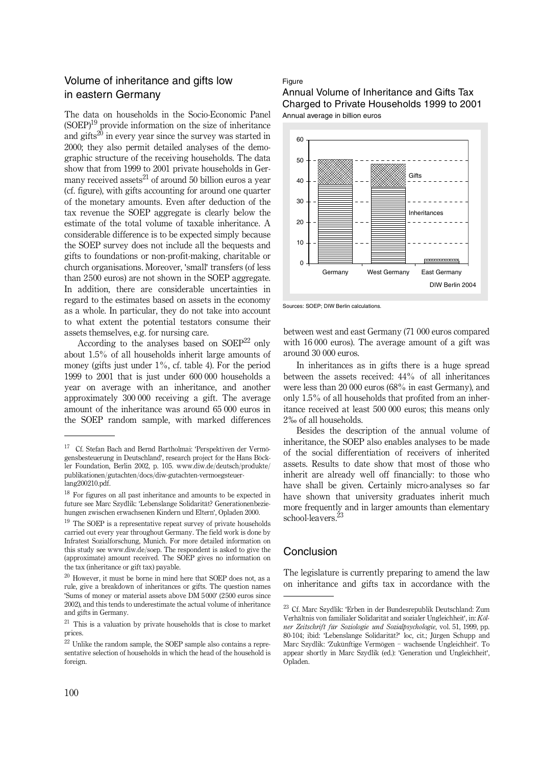## Volume of inheritance and gifts low in eastern Germany

The data on households in the Socio-Economic Panel (SOEP)[19] provide information on the size of inheritance and gifts[20] in every year since the survey was started in 2000; they also permit detailed analyses of the demographic structure of the receiving households. The data show that from 1999 to 2001 private households in Germany received assets[21] of around 50 billion euros a year (cf. figure), with gifts accounting for around one quarter of the monetary amounts. Even after deduction of the tax revenue the SOEP aggregate is clearly below the estimate of the total volume of taxable inheritance. A considerable difference is to be expected simply because the SOEP survey does not include all the bequests and gifts to foundations or non-profit-making, charitable or church organisations. Moreover, 'small' transfers (of less than 2500 euros) are not shown in the SOEP aggregate. In addition, there are considerable uncertainties in regard to the estimates based on assets in the economy as a whole. In particular, they do not take into account to what extent the potential testators consume their assets themselves, e.g. for nursing care.

According to the analyses based on SOEP[22] only about 1.5% of all households inherit large amounts of money (gifts just under 1%, cf. table 4). For the period 1999 to 2001 that is just under 600 000 households a year on average with an inheritance, and another approximately 300 000 receiving a gift. The average amount of the inheritance was around 65 000 euros in the SOEP random sample, with marked differences between west and east Germany (71 000 euros compared with 16 000 euros). The average amount of a gift was around 30 000 euros.

Figure

### Annual Volume of Inheritance and Gifts Tax Charged to Private Households 1999 to 2001

Annual average in billion euros

DIW Berlin 2004

Sources: SOEP; DIW Berlin calculations.

In inheritances as in gifts there is a huge spread between the assets received: 44% of all inheritances were less than 20 000 euros (68% in east Germany), and only 1.5% of all households that profited from an inheritance received at least 500 000 euros; this means only 2‰ of all households.

Besides the description of the annual volume of inheritance, the SOEP also enables analyses to be made of the social differentiation of receivers of inherited assets. Results to date show that most of those who inherit are already well off financially: to those who have shall be given. Certainly micro-analyses so far have shown that university graduates inherit much more frequently and in larger amounts than elementary school-leavers.[23]

## Conclusion

The legislature is currently preparing to amend the law on inheritance and gifts tax in accordance with the

---

[17] Cf. Stefan Bach and Bernd Bartholmai: 'Perspektiven der Vermögensbesteuerung in Deutschland', research project for the Hans Böckler Foundation, Berlin 2002, p. 105. www.diw.de/deutsch/produkte/publikationen/gutachten/docs/diw-gutachten-vermoegsteuer-lang200210.pdf.

[18] For figures on all past inheritance and amounts to be expected in future see Marc Szydlik: 'Lebenslange Solidarität? Generationenbeziehungen zwischen erwachsenen Kindern und Eltern', Opladen 2000.

[19] The SOEP is a representative repeat survey of private households carried out every year throughout Germany. The field work is done by Infratest Sozialforschung, Munich. For more detailed information on this study see www.diw.de/soep. The respondent is asked to give the (approximate) amount received. The SOEP gives no information on the tax (inheritance or gift tax) payable.

[20] However, it must be borne in mind here that SOEP does not, as a rule, give a breakdown of inheritances or gifts. The question names 'Sums of money or material assets above DM 5000' (2500 euros since 2002), and this tends to underestimate the actual volume of inheritance and gifts in Germany.

[21] This is a valuation by private households that is close to market prices.

[22] Unlike the random sample, the SOEP sample also contains a representative selection of households in which the head of the household is foreign.

[23] Cf. Marc Szydlik: 'Erben in der Bundesrepublik Deutschland: Zum Verhältnis von familialer Solidarität und sozialer Ungleichheit', in: *Kölner Zeitschrift für Soziologie und Sozialpsychologie*, vol. 51, 1999, pp. 80-104; ibid: 'Lebenslange Solidarität?' loc, cit.; Jürgen Schupp and Marc Szydlik: 'Zukünftige Vermögen – wachsende Ungleichheit'. To appear shortly in Marc Szydlik (ed.): 'Generation und Ungleichheit', Opladen.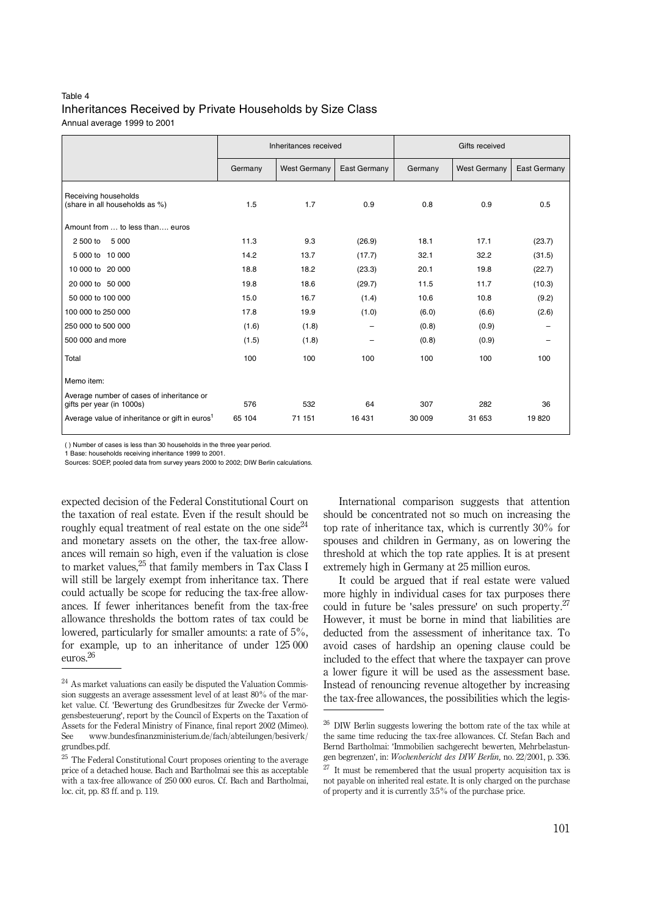Table 4

### Inheritances Received by Private Households by Size Class

Annual average 1999 to 2001

| | Inheritances received | | | Gifts received | | |
|---|---|---|---|---|---|---|
| | Germany | West Germany | East Germany | Germany | West Germany | East Germany |
| Receiving households (share in all households as %) | 1.5 | 1.7 | 0.9 | 0.8 | 0.9 | 0.5 |
| Amount from … to less than…. euros | | | | | | |
| 2 500 to 5 000 | 11.3 | 9.3 | (26.9) | 18.1 | 17.1 | (23.7) |
| 5 000 to 10 000 | 14.2 | 13.7 | (17.7) | 32.1 | 32.2 | (31.5) |
| 10 000 to 20 000 | 18.8 | 18.2 | (23.3) | 20.1 | 19.8 | (22.7) |
| 20 000 to 50 000 | 19.8 | 18.6 | (29.7) | 11.5 | 11.7 | (10.3) |
| 50 000 to 100 000 | 15.0 | 16.7 | (1.4) | 10.6 | 10.8 | (9.2) |
| 100 000 to 250 000 | 17.8 | 19.9 | (1.0) | (6.0) | (6.6) | (2.6) |
| 250 000 to 500 000 | (1.6) | (1.8) | – | (0.8) | (0.9) | – |
| 500 000 and more | (1.5) | (1.8) | – | (0.8) | (0.9) | – |
| Total | 100 | 100 | 100 | 100 | 100 | 100 |
| Memo item: | | | | | | |
| Average number of cases of inheritance or gifts per year (in 1000s) | 576 | 532 | 64 | 307 | 282 | 36 |
| Average value of inheritance or gift in euros[1] | 65 104 | 71 151 | 16 431 | 30 009 | 31 653 | 19 820 |

( ) Number of cases is less than 30 households in the three year period.
1 Base: households receiving inheritance 1999 to 2001.
Sources: SOEP, pooled data from survey years 2000 to 2002; DIW Berlin calculations.

expected decision of the Federal Constitutional Court on the taxation of real estate. Even if the result should be roughly equal treatment of real estate on the one side[24] and monetary assets on the other, the tax-free allowances will remain so high, even if the valuation is close to market values,[25] that family members in Tax Class I will still be largely exempt from inheritance tax. There could actually be scope for reducing the tax-free allowances. If fewer inheritances benefit from the tax-free allowance thresholds the bottom rates of tax could be lowered, particularly for smaller amounts: a rate of 5%, for example, up to an inheritance of under 125 000 euros.[26]

International comparison suggests that attention should be concentrated not so much on increasing the top rate of inheritance tax, which is currently 30% for spouses and children in Germany, as on lowering the threshold at which the top rate applies. It is at present extremely high in Germany at 25 million euros.

It could be argued that if real estate were valued more highly in individual cases for tax purposes there could in future be 'sales pressure' on such property.[27] However, it must be borne in mind that liabilities are deducted from the assessment of inheritance tax. To avoid cases of hardship an opening clause could be included to the effect that where the taxpayer can prove a lower figure it will be used as the assessment base. Instead of renouncing revenue altogether by increasing the tax-free allowances, the possibilities which the legis-

[24] As market valuations can easily be disputed the Valuation Commission suggests an average assessment level of at least 80% of the market value. Cf. 'Bewertung des Grundbesitzes für Zwecke der Vermögensbesteuerung', report by the Council of Experts on the Taxation of Assets for the Federal Ministry of Finance, final report 2002 (Mimeo). See www.bundesfinanzministerium.de/fach/abteilungen/besiverk/grundbes.pdf.

[25] The Federal Constitutional Court proposes orienting to the average price of a detached house. Bach and Bartholmai see this as acceptable with a tax-free allowance of 250 000 euros. Cf. Bach and Bartholmai, loc. cit, pp. 83 ff. and p. 119.

[26] DIW Berlin suggests lowering the bottom rate of the tax while at the same time reducing the tax-free allowances. Cf. Stefan Bach and Bernd Bartholmai: 'Immobilien sachgerecht bewerten, Mehrbelastungen begrenzen', in: *Wochenbericht des DIW Berlin,* no. 22/2001, p. 336.

[27] It must be remembered that the usual property acquisition tax is not payable on inherited real estate. It is only charged on the purchase of property and it is currently 3.5% of the purchase price.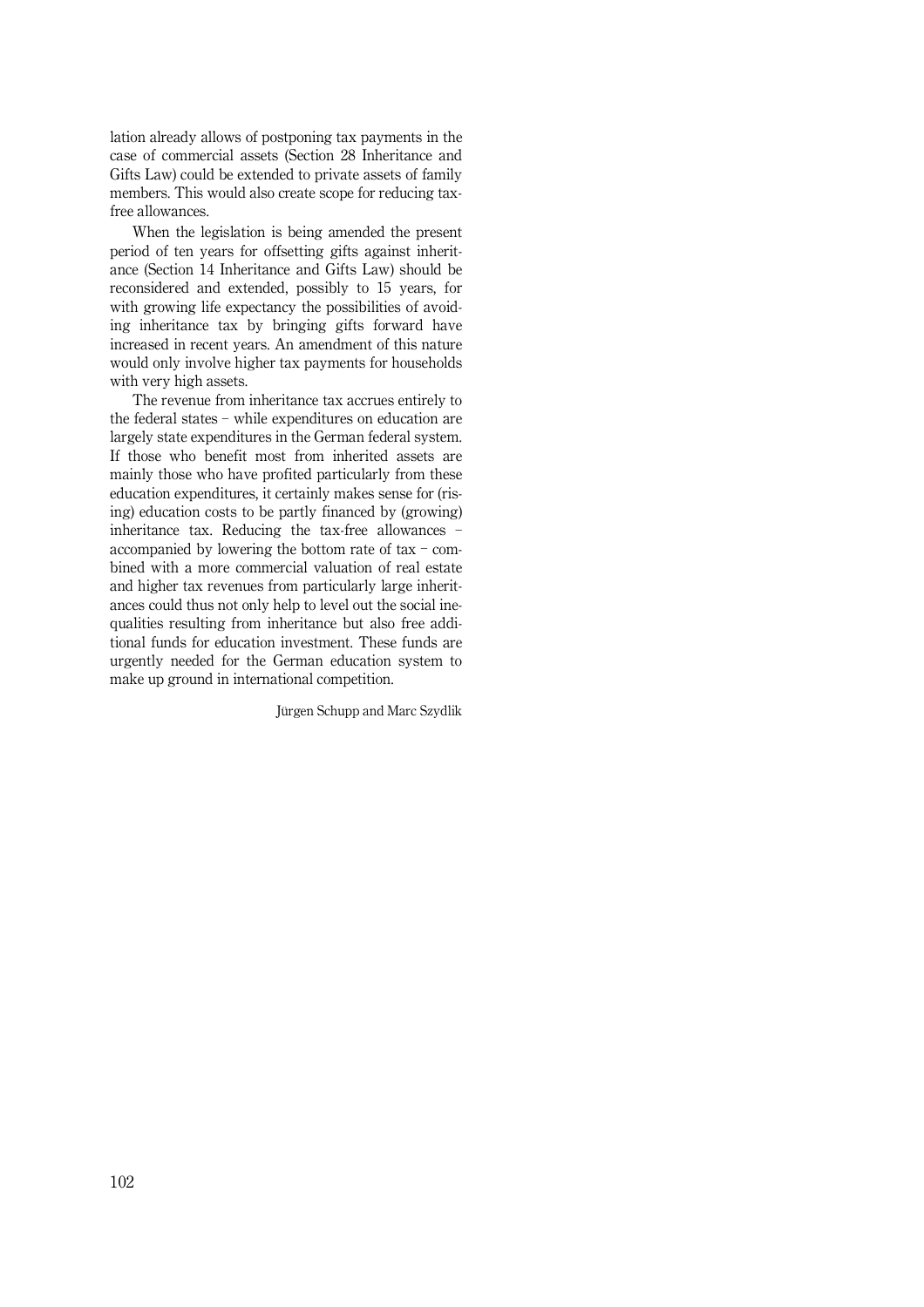lation already allows of postponing tax payments in the case of commercial assets (Section 28 Inheritance and Gifts Law) could be extended to private assets of family members. This would also create scope for reducing tax-free allowances.

When the legislation is being amended the present period of ten years for offsetting gifts against inheritance (Section 14 Inheritance and Gifts Law) should be reconsidered and extended, possibly to 15 years, for with growing life expectancy the possibilities of avoiding inheritance tax by bringing gifts forward have increased in recent years. An amendment of this nature would only involve higher tax payments for households with very high assets.

The revenue from inheritance tax accrues entirely to the federal states – while expenditures on education are largely state expenditures in the German federal system. If those who benefit most from inherited assets are mainly those who have profited particularly from these education expenditures, it certainly makes sense for (rising) education costs to be partly financed by (growing) inheritance tax. Reducing the tax-free allowances – accompanied by lowering the bottom rate of tax – combined with a more commercial valuation of real estate and higher tax revenues from particularly large inheritances could thus not only help to level out the social inequalities resulting from inheritance but also free additional funds for education investment. These funds are urgently needed for the German education system to make up ground in international competition.

Jürgen Schupp and Marc Szydlik